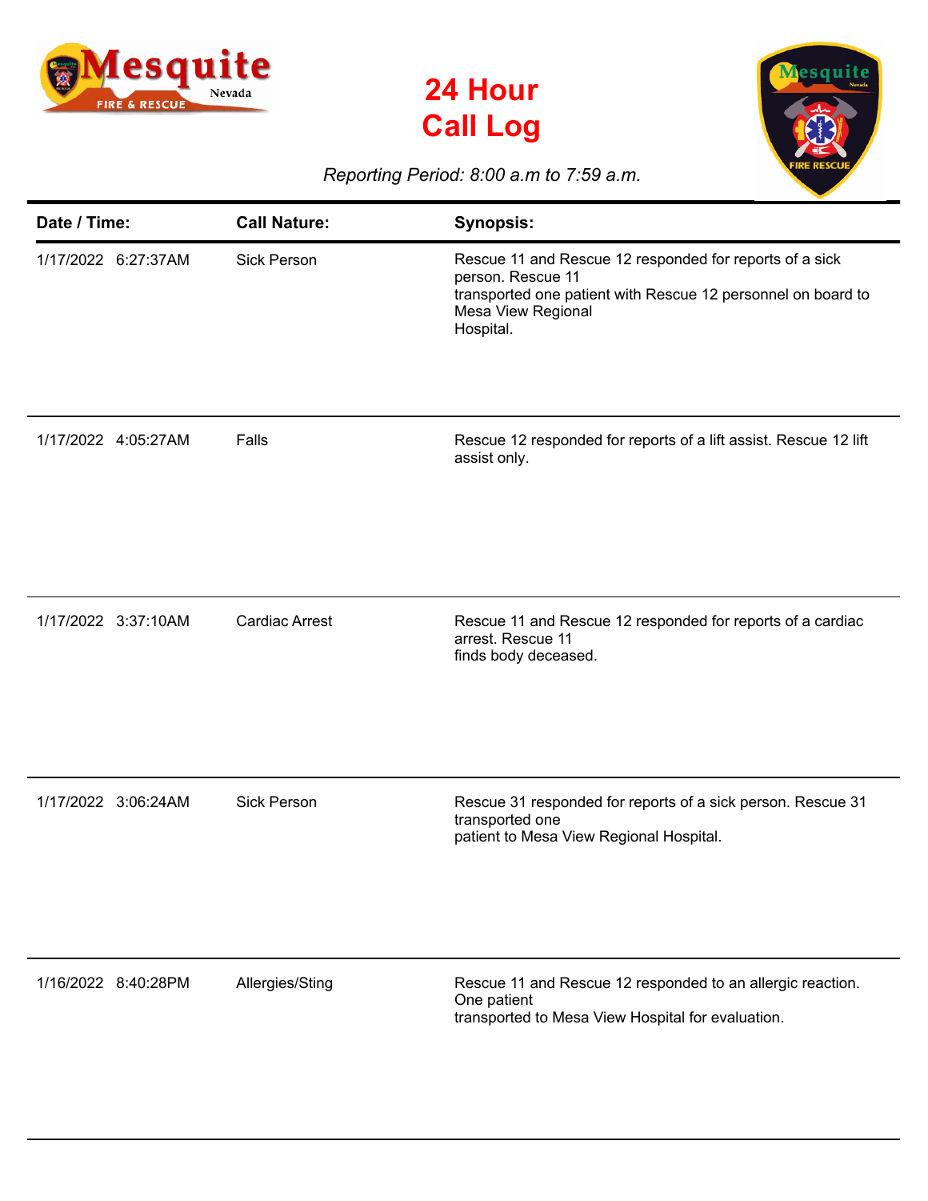# 24 Hour Call Log

*Reporting Period: 8:00 a.m to 7:59 a.m.*

| Date / Time: | Call Nature: | Synopsis: |
|---|---|---|
| 1/17/2022 6:27:37AM | Sick Person | Rescue 11 and Rescue 12 responded for reports of a sick person. Rescue 11 transported one patient with Rescue 12 personnel on board to Mesa View Regional Hospital. |
| 1/17/2022 4:05:27AM | Falls | Rescue 12 responded for reports of a lift assist. Rescue 12 lift assist only. |
| 1/17/2022 3:37:10AM | Cardiac Arrest | Rescue 11 and Rescue 12 responded for reports of a cardiac arrest. Rescue 11 finds body deceased. |
| 1/17/2022 3:06:24AM | Sick Person | Rescue 31 responded for reports of a sick person. Rescue 31 transported one patient to Mesa View Regional Hospital. |
| 1/16/2022 8:40:28PM | Allergies/Sting | Rescue 11 and Rescue 12 responded to an allergic reaction. One patient transported to Mesa View Hospital for evaluation. |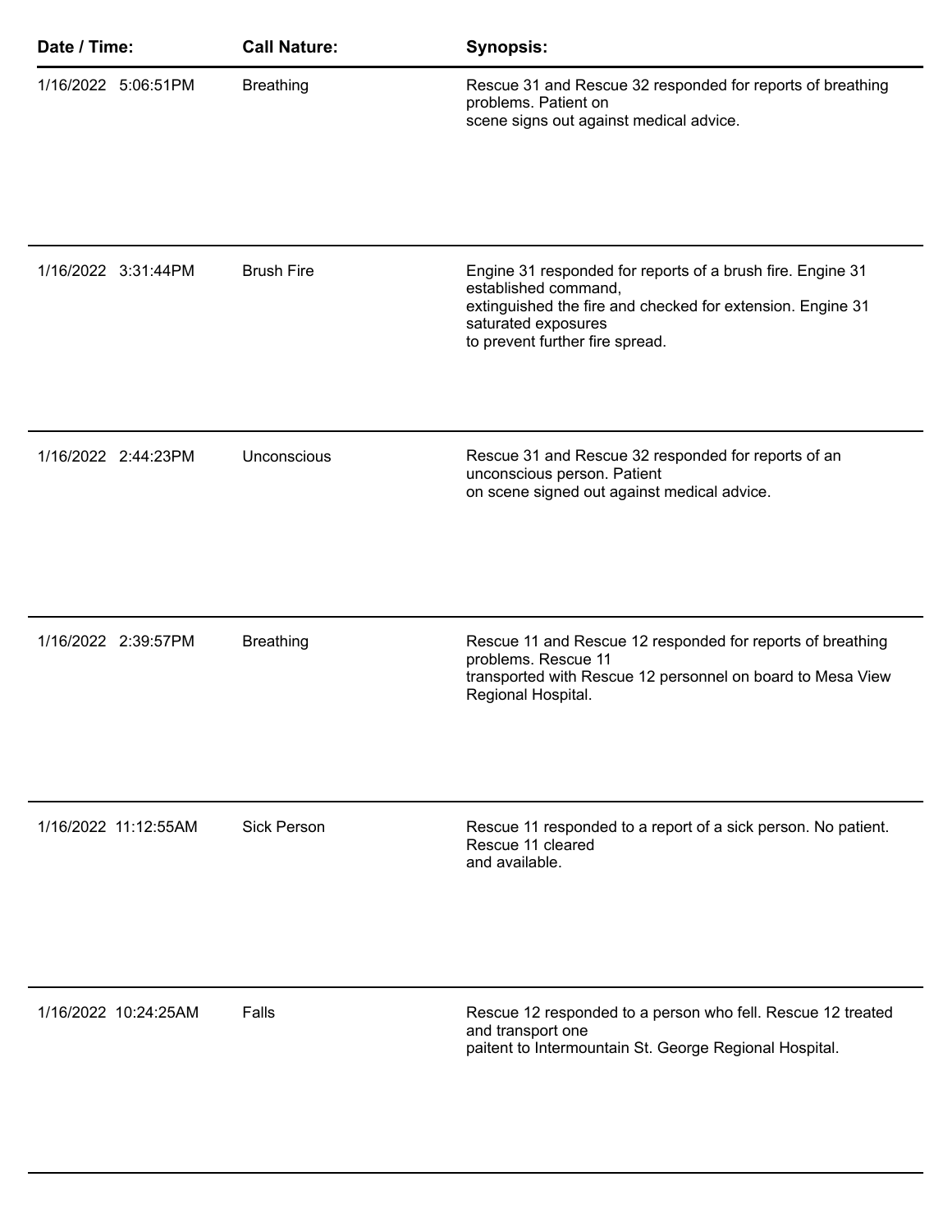| Date / Time: | Call Nature: | Synopsis: |
| --- | --- | --- |
| 1/16/2022 5:06:51PM | Breathing | Rescue 31 and Rescue 32 responded for reports of breathing problems. Patient on scene signs out against medical advice. |
| 1/16/2022 3:31:44PM | Brush Fire | Engine 31 responded for reports of a brush fire. Engine 31 established command, extinguished the fire and checked for extension. Engine 31 saturated exposures to prevent further fire spread. |
| 1/16/2022 2:44:23PM | Unconscious | Rescue 31 and Rescue 32 responded for reports of an unconscious person. Patient on scene signed out against medical advice. |
| 1/16/2022 2:39:57PM | Breathing | Rescue 11 and Rescue 12 responded for reports of breathing problems. Rescue 11 transported with Rescue 12 personnel on board to Mesa View Regional Hospital. |
| 1/16/2022 11:12:55AM | Sick Person | Rescue 11 responded to a report of a sick person. No patient. Rescue 11 cleared and available. |
| 1/16/2022 10:24:25AM | Falls | Rescue 12 responded to a person who fell. Rescue 12 treated and transport one paitent to Intermountain St. George Regional Hospital. |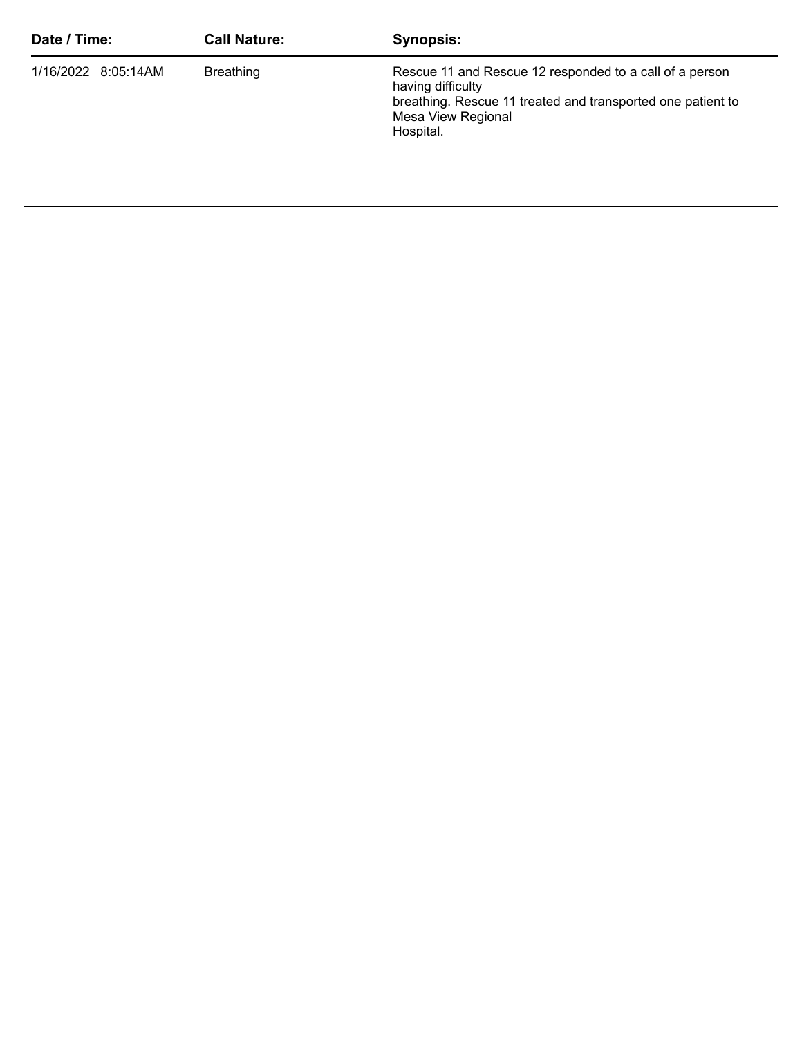| Date / Time: | Call Nature: | Synopsis: |
| --- | --- | --- |
| 1/16/2022 8:05:14AM | Breathing | Rescue 11 and Rescue 12 responded to a call of a person having difficulty breathing. Rescue 11 treated and transported one patient to Mesa View Regional Hospital. |